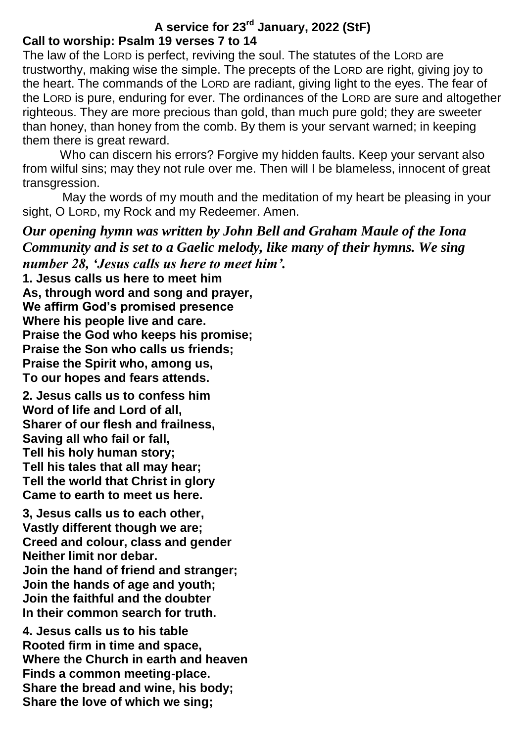# A service for 23rd January, 2022 (StF)

**Call to worship: Psalm 19 verses 7 to 14**

The law of the LORD is perfect, reviving the soul. The statutes of the LORD are trustworthy, making wise the simple. The precepts of the LORD are right, giving joy to the heart. The commands of the LORD are radiant, giving light to the eyes. The fear of the LORD is pure, enduring for ever. The ordinances of the LORD are sure and altogether righteous. They are more precious than gold, than much pure gold; they are sweeter than honey, than honey from the comb. By them is your servant warned; in keeping them there is great reward.

Who can discern his errors? Forgive my hidden faults. Keep your servant also from wilful sins; may they not rule over me. Then will I be blameless, innocent of great transgression.

May the words of my mouth and the meditation of my heart be pleasing in your sight, O LORD, my Rock and my Redeemer. Amen.

***Our opening hymn was written by John Bell and Graham Maule of the Iona Community and is set to a Gaelic melody, like many of their hymns. We sing number 28, 'Jesus calls us here to meet him'.***

**1. Jesus calls us here to meet him**
**As, through word and song and prayer,**
**We affirm God's promised presence**
**Where his people live and care.**
**Praise the God who keeps his promise;**
**Praise the Son who calls us friends;**
**Praise the Spirit who, among us,**
**To our hopes and fears attends.**

**2. Jesus calls us to confess him**
**Word of life and Lord of all,**
**Sharer of our flesh and frailness,**
**Saving all who fail or fall,**
**Tell his holy human story;**
**Tell his tales that all may hear;**
**Tell the world that Christ in glory**
**Came to earth to meet us here.**

**3, Jesus calls us to each other,**
**Vastly different though we are;**
**Creed and colour, class and gender**
**Neither limit nor debar.**
**Join the hand of friend and stranger;**
**Join the hands of age and youth;**
**Join the faithful and the doubter**
**In their common search for truth.**

**4. Jesus calls us to his table**
**Rooted firm in time and space,**
**Where the Church in earth and heaven**
**Finds a common meeting-place.**
**Share the bread and wine, his body;**
**Share the love of which we sing;**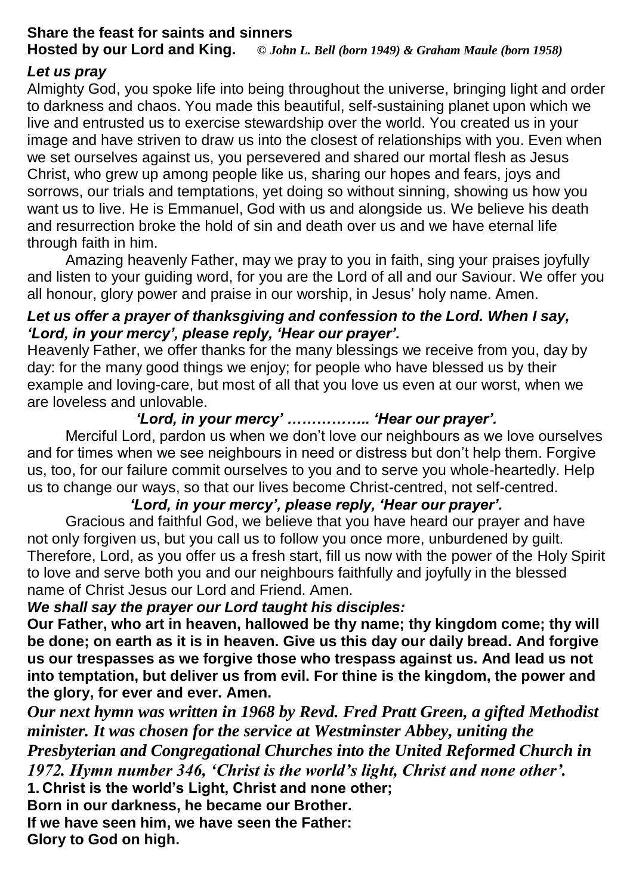**Share the feast for saints and sinners**
**Hosted by our Lord and King.** *© John L. Bell (born 1949) & Graham Maule (born 1958)*

***Let us pray***

Almighty God, you spoke life into being throughout the universe, bringing light and order to darkness and chaos. You made this beautiful, self-sustaining planet upon which we live and entrusted us to exercise stewardship over the world. You created us in your image and have striven to draw us into the closest of relationships with you. Even when we set ourselves against us, you persevered and shared our mortal flesh as Jesus Christ, who grew up among people like us, sharing our hopes and fears, joys and sorrows, our trials and temptations, yet doing so without sinning, showing us how you want us to live. He is Emmanuel, God with us and alongside us. We believe his death and resurrection broke the hold of sin and death over us and we have eternal life through faith in him.

Amazing heavenly Father, may we pray to you in faith, sing your praises joyfully and listen to your guiding word, for you are the Lord of all and our Saviour. We offer you all honour, glory power and praise in our worship, in Jesus' holy name. Amen.

***Let us offer a prayer of thanksgiving and confession to the Lord. When I say, 'Lord, in your mercy', please reply, 'Hear our prayer'.***

Heavenly Father, we offer thanks for the many blessings we receive from you, day by day: for the many good things we enjoy; for people who have blessed us by their example and loving-care, but most of all that you love us even at our worst, when we are loveless and unlovable.

***'Lord, in your mercy' …………….. 'Hear our prayer'.***

Merciful Lord, pardon us when we don't love our neighbours as we love ourselves and for times when we see neighbours in need or distress but don't help them. Forgive us, too, for our failure commit ourselves to you and to serve you whole-heartedly. Help us to change our ways, so that our lives become Christ-centred, not self-centred.

***'Lord, in your mercy', please reply, 'Hear our prayer'.***

Gracious and faithful God, we believe that you have heard our prayer and have not only forgiven us, but you call us to follow you once more, unburdened by guilt. Therefore, Lord, as you offer us a fresh start, fill us now with the power of the Holy Spirit to love and serve both you and our neighbours faithfully and joyfully in the blessed name of Christ Jesus our Lord and Friend. Amen.

***We shall say the prayer our Lord taught his disciples:***

**Our Father, who art in heaven, hallowed be thy name; thy kingdom come; thy will be done; on earth as it is in heaven. Give us this day our daily bread. And forgive us our trespasses as we forgive those who trespass against us. And lead us not into temptation, but deliver us from evil. For thine is the kingdom, the power and the glory, for ever and ever. Amen.**

***Our next hymn was written in 1968 by Revd. Fred Pratt Green, a gifted Methodist minister. It was chosen for the service at Westminster Abbey, uniting the Presbyterian and Congregational Churches into the United Reformed Church in 1972. Hymn number 346, 'Christ is the world's light, Christ and none other'.***

**1. Christ is the world's Light, Christ and none other;**
**Born in our darkness, he became our Brother.**
**If we have seen him, we have seen the Father:**
**Glory to God on high.**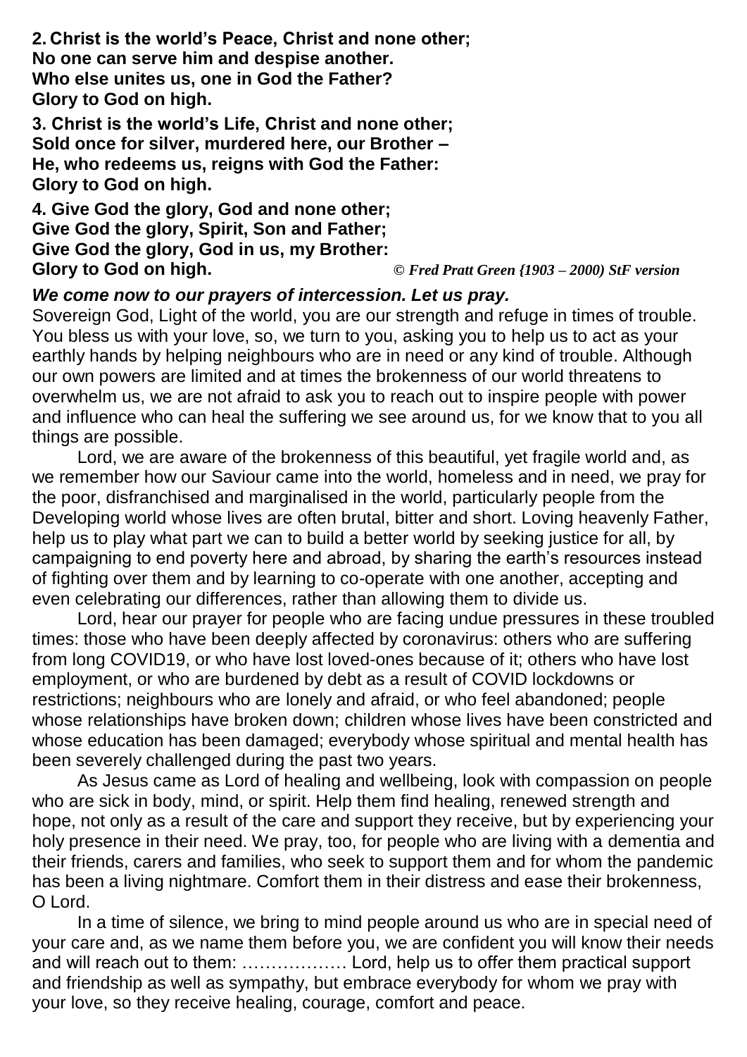**2. Christ is the world's Peace, Christ and none other;**
**No one can serve him and despise another.**
**Who else unites us, one in God the Father?**
**Glory to God on high.**

**3. Christ is the world's Life, Christ and none other;**
**Sold once for silver, murdered here, our Brother –**
**He, who redeems us, reigns with God the Father:**
**Glory to God on high.**

**4. Give God the glory, God and none other;**
**Give God the glory, Spirit, Son and Father;**
**Give God the glory, God in us, my Brother:**
**Glory to God on high.** *© Fred Pratt Green {1903 – 2000) StF version*

***We come now to our prayers of intercession. Let us pray.***

Sovereign God, Light of the world, you are our strength and refuge in times of trouble. You bless us with your love, so, we turn to you, asking you to help us to act as your earthly hands by helping neighbours who are in need or any kind of trouble. Although our own powers are limited and at times the brokenness of our world threatens to overwhelm us, we are not afraid to ask you to reach out to inspire people with power and influence who can heal the suffering we see around us, for we know that to you all things are possible.

Lord, we are aware of the brokenness of this beautiful, yet fragile world and, as we remember how our Saviour came into the world, homeless and in need, we pray for the poor, disfranchised and marginalised in the world, particularly people from the Developing world whose lives are often brutal, bitter and short. Loving heavenly Father, help us to play what part we can to build a better world by seeking justice for all, by campaigning to end poverty here and abroad, by sharing the earth's resources instead of fighting over them and by learning to co-operate with one another, accepting and even celebrating our differences, rather than allowing them to divide us.

Lord, hear our prayer for people who are facing undue pressures in these troubled times: those who have been deeply affected by coronavirus: others who are suffering from long COVID19, or who have lost loved-ones because of it; others who have lost employment, or who are burdened by debt as a result of COVID lockdowns or restrictions; neighbours who are lonely and afraid, or who feel abandoned; people whose relationships have broken down; children whose lives have been constricted and whose education has been damaged; everybody whose spiritual and mental health has been severely challenged during the past two years.

As Jesus came as Lord of healing and wellbeing, look with compassion on people who are sick in body, mind, or spirit. Help them find healing, renewed strength and hope, not only as a result of the care and support they receive, but by experiencing your holy presence in their need. We pray, too, for people who are living with a dementia and their friends, carers and families, who seek to support them and for whom the pandemic has been a living nightmare. Comfort them in their distress and ease their brokenness, O Lord.

In a time of silence, we bring to mind people around us who are in special need of your care and, as we name them before you, we are confident you will know their needs and will reach out to them: ……………… Lord, help us to offer them practical support and friendship as well as sympathy, but embrace everybody for whom we pray with your love, so they receive healing, courage, comfort and peace.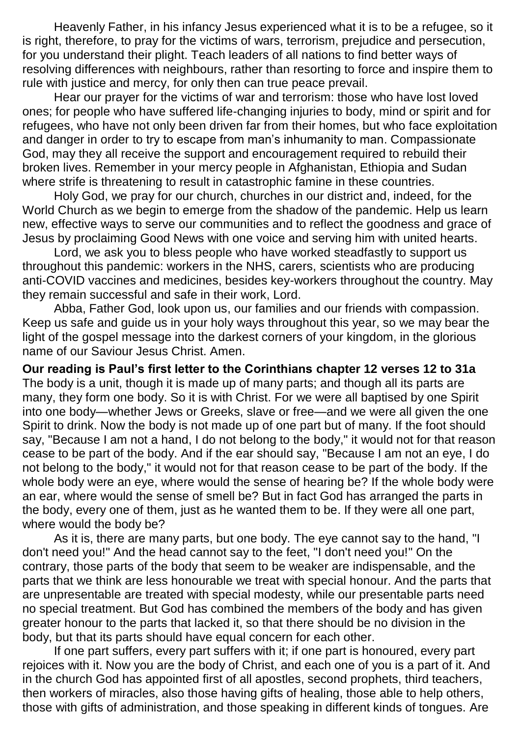Heavenly Father, in his infancy Jesus experienced what it is to be a refugee, so it is right, therefore, to pray for the victims of wars, terrorism, prejudice and persecution, for you understand their plight. Teach leaders of all nations to find better ways of resolving differences with neighbours, rather than resorting to force and inspire them to rule with justice and mercy, for only then can true peace prevail.

Hear our prayer for the victims of war and terrorism: those who have lost loved ones; for people who have suffered life-changing injuries to body, mind or spirit and for refugees, who have not only been driven far from their homes, but who face exploitation and danger in order to try to escape from man's inhumanity to man. Compassionate God, may they all receive the support and encouragement required to rebuild their broken lives. Remember in your mercy people in Afghanistan, Ethiopia and Sudan where strife is threatening to result in catastrophic famine in these countries.

Holy God, we pray for our church, churches in our district and, indeed, for the World Church as we begin to emerge from the shadow of the pandemic. Help us learn new, effective ways to serve our communities and to reflect the goodness and grace of Jesus by proclaiming Good News with one voice and serving him with united hearts.

Lord, we ask you to bless people who have worked steadfastly to support us throughout this pandemic: workers in the NHS, carers, scientists who are producing anti-COVID vaccines and medicines, besides key-workers throughout the country. May they remain successful and safe in their work, Lord.

Abba, Father God, look upon us, our families and our friends with compassion. Keep us safe and guide us in your holy ways throughout this year, so we may bear the light of the gospel message into the darkest corners of your kingdom, in the glorious name of our Saviour Jesus Christ. Amen.

**Our reading is Paul's first letter to the Corinthians chapter 12 verses 12 to 31a**

The body is a unit, though it is made up of many parts; and though all its parts are many, they form one body. So it is with Christ. For we were all baptised by one Spirit into one body—whether Jews or Greeks, slave or free—and we were all given the one Spirit to drink. Now the body is not made up of one part but of many. If the foot should say, "Because I am not a hand, I do not belong to the body," it would not for that reason cease to be part of the body. And if the ear should say, "Because I am not an eye, I do not belong to the body," it would not for that reason cease to be part of the body. If the whole body were an eye, where would the sense of hearing be? If the whole body were an ear, where would the sense of smell be? But in fact God has arranged the parts in the body, every one of them, just as he wanted them to be. If they were all one part, where would the body be?

As it is, there are many parts, but one body. The eye cannot say to the hand, "I don't need you!" And the head cannot say to the feet, "I don't need you!" On the contrary, those parts of the body that seem to be weaker are indispensable, and the parts that we think are less honourable we treat with special honour. And the parts that are unpresentable are treated with special modesty, while our presentable parts need no special treatment. But God has combined the members of the body and has given greater honour to the parts that lacked it, so that there should be no division in the body, but that its parts should have equal concern for each other.

If one part suffers, every part suffers with it; if one part is honoured, every part rejoices with it. Now you are the body of Christ, and each one of you is a part of it. And in the church God has appointed first of all apostles, second prophets, third teachers, then workers of miracles, also those having gifts of healing, those able to help others, those with gifts of administration, and those speaking in different kinds of tongues. Are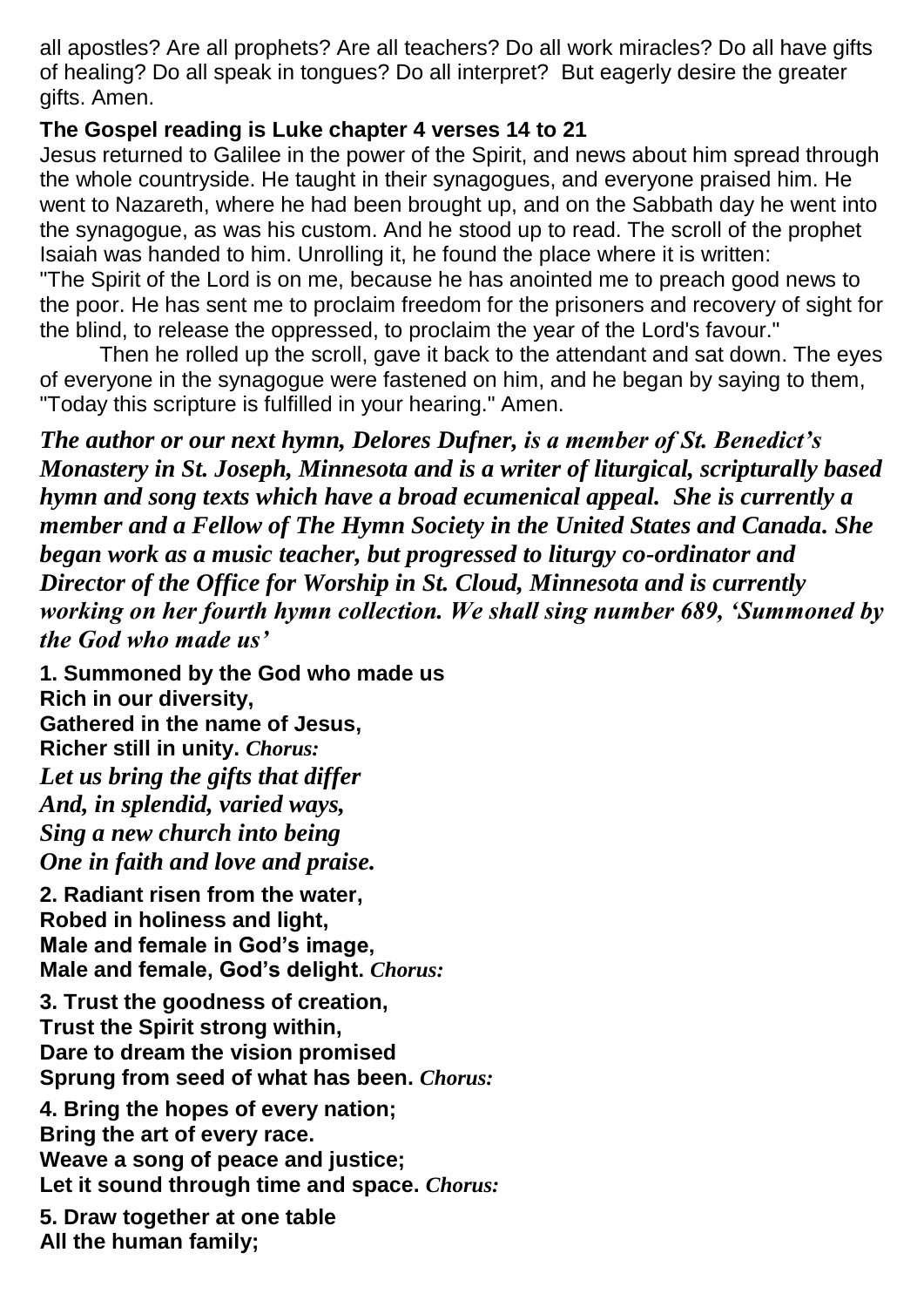all apostles? Are all prophets? Are all teachers? Do all work miracles? Do all have gifts of healing? Do all speak in tongues? Do all interpret? But eagerly desire the greater gifts. Amen.

**The Gospel reading is Luke chapter 4 verses 14 to 21**

Jesus returned to Galilee in the power of the Spirit, and news about him spread through the whole countryside. He taught in their synagogues, and everyone praised him. He went to Nazareth, where he had been brought up, and on the Sabbath day he went into the synagogue, as was his custom. And he stood up to read. The scroll of the prophet Isaiah was handed to him. Unrolling it, he found the place where it is written:
"The Spirit of the Lord is on me, because he has anointed me to preach good news to the poor. He has sent me to proclaim freedom for the prisoners and recovery of sight for the blind, to release the oppressed, to proclaim the year of the Lord's favour."

Then he rolled up the scroll, gave it back to the attendant and sat down. The eyes of everyone in the synagogue were fastened on him, and he began by saying to them, "Today this scripture is fulfilled in your hearing." Amen.

***The author or our next hymn, Delores Dufner, is a member of St. Benedict's Monastery in St. Joseph, Minnesota and is a writer of liturgical, scripturally based hymn and song texts which have a broad ecumenical appeal. She is currently a member and a Fellow of The Hymn Society in the United States and Canada. She began work as a music teacher, but progressed to liturgy co-ordinator and Director of the Office for Worship in St. Cloud, Minnesota and is currently working on her fourth hymn collection. We shall sing number 689, 'Summoned by the God who made us'***

**1. Summoned by the God who made us**
**Rich in our diversity,**
**Gathered in the name of Jesus,**
**Richer still in unity.** ***Chorus:***
***Let us bring the gifts that differ***
***And, in splendid, varied ways,***
***Sing a new church into being***
***One in faith and love and praise.***

**2. Radiant risen from the water,**
**Robed in holiness and light,**
**Male and female in God's image,**
**Male and female, God's delight.** ***Chorus:***

**3. Trust the goodness of creation,**
**Trust the Spirit strong within,**
**Dare to dream the vision promised**
**Sprung from seed of what has been.** ***Chorus:***

**4. Bring the hopes of every nation;**
**Bring the art of every race.**
**Weave a song of peace and justice;**
**Let it sound through time and space.** ***Chorus:***

**5. Draw together at one table**
**All the human family;**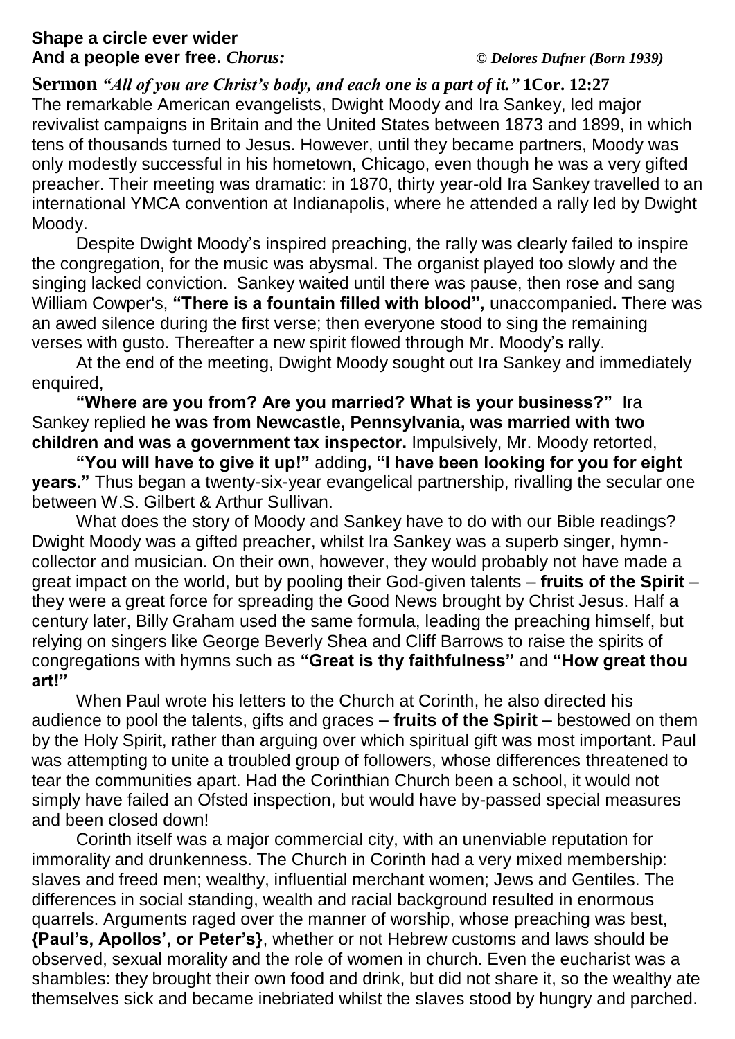**Shape a circle ever wider**
**And a people ever free.** ***Chorus:*** *© Delores Dufner (Born 1939)*

**Sermon** ***"All of you are Christ's body, and each one is a part of it."*** **1Cor. 12:27**
The remarkable American evangelists, Dwight Moody and Ira Sankey, led major revivalist campaigns in Britain and the United States between 1873 and 1899, in which tens of thousands turned to Jesus. However, until they became partners, Moody was only modestly successful in his hometown, Chicago, even though he was a very gifted preacher. Their meeting was dramatic: in 1870, thirty year-old Ira Sankey travelled to an international YMCA convention at Indianapolis, where he attended a rally led by Dwight Moody.

Despite Dwight Moody's inspired preaching, the rally was clearly failed to inspire the congregation, for the music was abysmal. The organist played too slowly and the singing lacked conviction. Sankey waited until there was pause, then rose and sang William Cowper's, **"There is a fountain filled with blood",** unaccompanied**.** There was an awed silence during the first verse; then everyone stood to sing the remaining verses with gusto. Thereafter a new spirit flowed through Mr. Moody's rally.

At the end of the meeting, Dwight Moody sought out Ira Sankey and immediately enquired,

**"Where are you from? Are you married? What is your business?"** Ira Sankey replied **he was from Newcastle, Pennsylvania, was married with two children and was a government tax inspector.** Impulsively, Mr. Moody retorted,

**"You will have to give it up!"** adding**, "I have been looking for you for eight years."** Thus began a twenty-six-year evangelical partnership, rivalling the secular one between W.S. Gilbert & Arthur Sullivan.

What does the story of Moody and Sankey have to do with our Bible readings? Dwight Moody was a gifted preacher, whilst Ira Sankey was a superb singer, hymn-collector and musician. On their own, however, they would probably not have made a great impact on the world, but by pooling their God-given talents – **fruits of the Spirit** – they were a great force for spreading the Good News brought by Christ Jesus. Half a century later, Billy Graham used the same formula, leading the preaching himself, but relying on singers like George Beverly Shea and Cliff Barrows to raise the spirits of congregations with hymns such as **"Great is thy faithfulness"** and **"How great thou art!"**

When Paul wrote his letters to the Church at Corinth, he also directed his audience to pool the talents, gifts and graces **– fruits of the Spirit –** bestowed on them by the Holy Spirit, rather than arguing over which spiritual gift was most important. Paul was attempting to unite a troubled group of followers, whose differences threatened to tear the communities apart. Had the Corinthian Church been a school, it would not simply have failed an Ofsted inspection, but would have by-passed special measures and been closed down!

Corinth itself was a major commercial city, with an unenviable reputation for immorality and drunkenness. The Church in Corinth had a very mixed membership: slaves and freed men; wealthy, influential merchant women; Jews and Gentiles. The differences in social standing, wealth and racial background resulted in enormous quarrels. Arguments raged over the manner of worship, whose preaching was best, **{Paul's, Apollos', or Peter's}**, whether or not Hebrew customs and laws should be observed, sexual morality and the role of women in church. Even the eucharist was a shambles: they brought their own food and drink, but did not share it, so the wealthy ate themselves sick and became inebriated whilst the slaves stood by hungry and parched.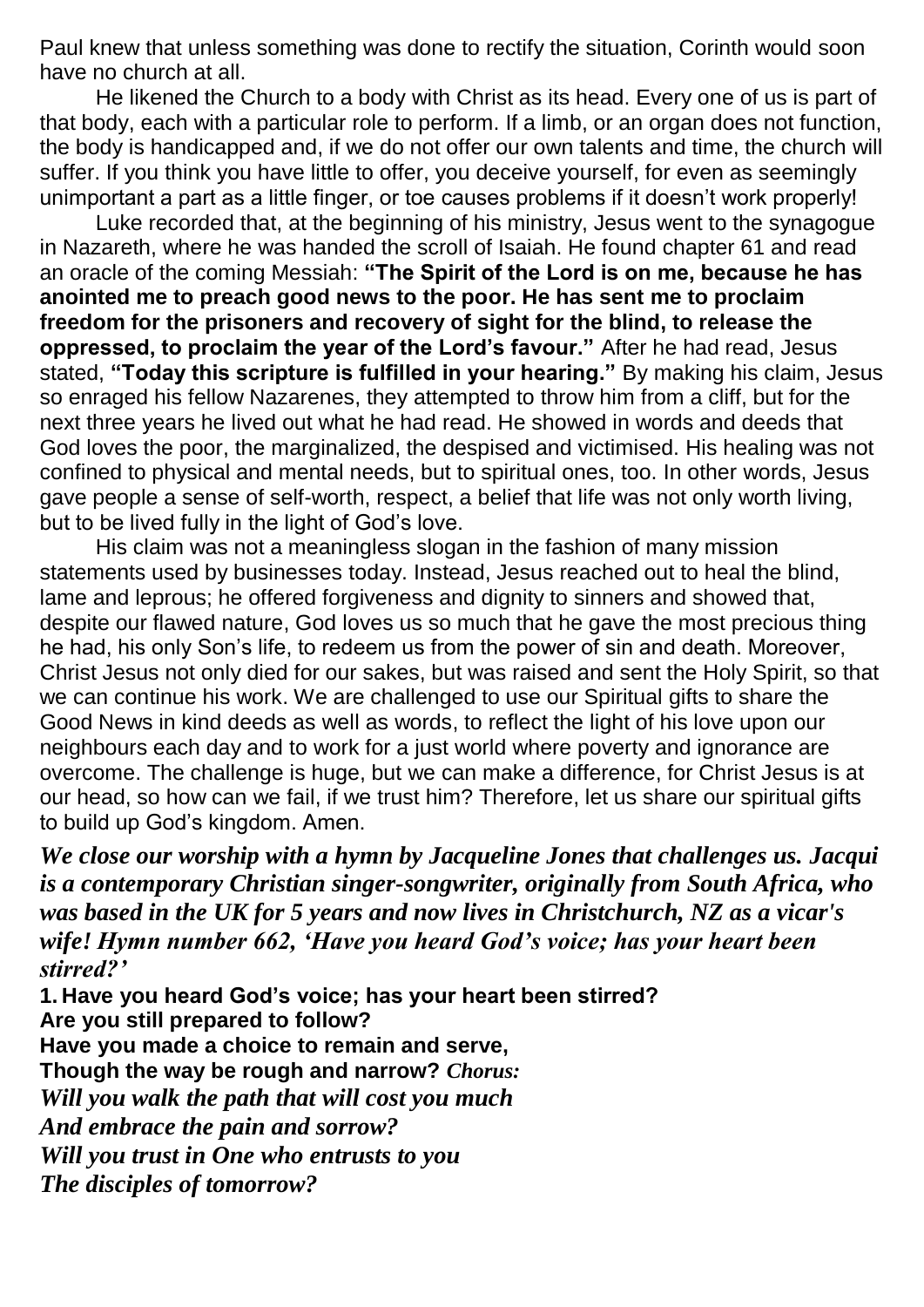Paul knew that unless something was done to rectify the situation, Corinth would soon have no church at all.

He likened the Church to a body with Christ as its head. Every one of us is part of that body, each with a particular role to perform. If a limb, or an organ does not function, the body is handicapped and, if we do not offer our own talents and time, the church will suffer. If you think you have little to offer, you deceive yourself, for even as seemingly unimportant a part as a little finger, or toe causes problems if it doesn't work properly!

Luke recorded that, at the beginning of his ministry, Jesus went to the synagogue in Nazareth, where he was handed the scroll of Isaiah. He found chapter 61 and read an oracle of the coming Messiah: **"The Spirit of the Lord is on me, because he has anointed me to preach good news to the poor. He has sent me to proclaim freedom for the prisoners and recovery of sight for the blind, to release the oppressed, to proclaim the year of the Lord's favour."** After he had read, Jesus stated, **"Today this scripture is fulfilled in your hearing."** By making his claim, Jesus so enraged his fellow Nazarenes, they attempted to throw him from a cliff, but for the next three years he lived out what he had read. He showed in words and deeds that God loves the poor, the marginalized, the despised and victimised. His healing was not confined to physical and mental needs, but to spiritual ones, too. In other words, Jesus gave people a sense of self-worth, respect, a belief that life was not only worth living, but to be lived fully in the light of God's love.

His claim was not a meaningless slogan in the fashion of many mission statements used by businesses today. Instead, Jesus reached out to heal the blind, lame and leprous; he offered forgiveness and dignity to sinners and showed that, despite our flawed nature, God loves us so much that he gave the most precious thing he had, his only Son's life, to redeem us from the power of sin and death. Moreover, Christ Jesus not only died for our sakes, but was raised and sent the Holy Spirit, so that we can continue his work. We are challenged to use our Spiritual gifts to share the Good News in kind deeds as well as words, to reflect the light of his love upon our neighbours each day and to work for a just world where poverty and ignorance are overcome. The challenge is huge, but we can make a difference, for Christ Jesus is at our head, so how can we fail, if we trust him? Therefore, let us share our spiritual gifts to build up God's kingdom. Amen.

***We close our worship with a hymn by Jacqueline Jones that challenges us. Jacqui is a contemporary Christian singer-songwriter, originally from South Africa, who was based in the UK for 5 years and now lives in Christchurch, NZ as a vicar's wife! Hymn number 662, 'Have you heard God's voice; has your heart been stirred?'***

**1. Have you heard God's voice; has your heart been stirred?**
**Are you still prepared to follow?**
**Have you made a choice to remain and serve,**
**Though the way be rough and narrow?** *Chorus:*
***Will you walk the path that will cost you much***
***And embrace the pain and sorrow?***
***Will you trust in One who entrusts to you***
***The disciples of tomorrow?***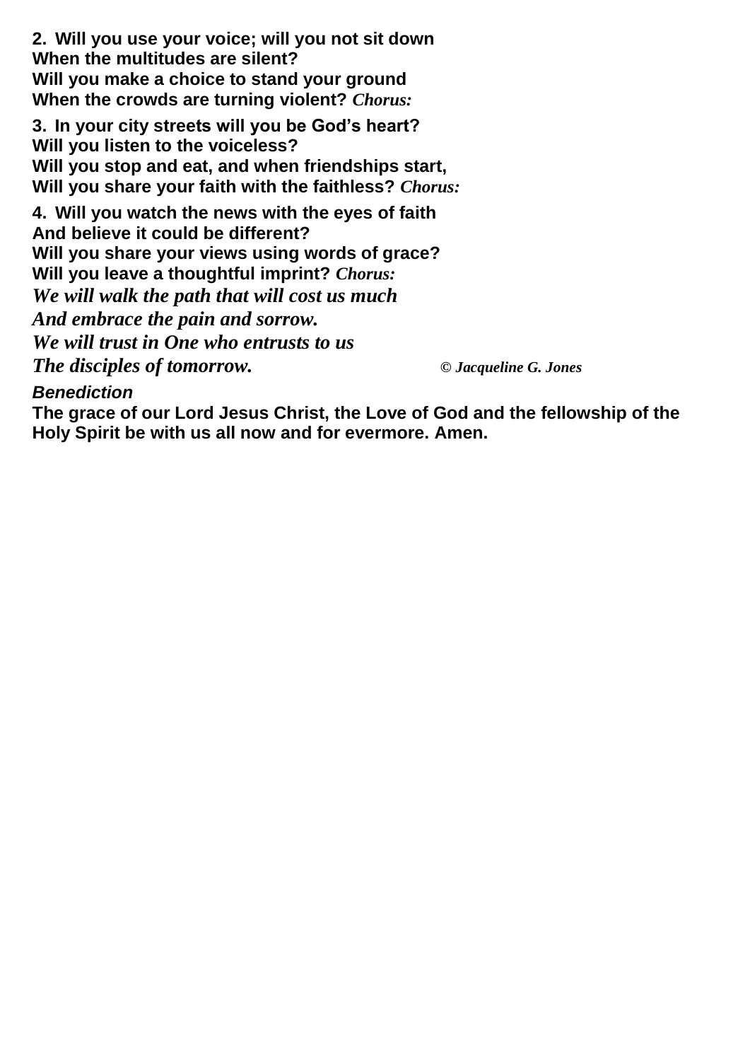**2. Will you use your voice; will you not sit down**
**When the multitudes are silent?**
**Will you make a choice to stand your ground**
**When the crowds are turning violent?** ***Chorus:***

**3. In your city streets will you be God's heart?**
**Will you listen to the voiceless?**
**Will you stop and eat, and when friendships start,**
**Will you share your faith with the faithless?** ***Chorus:***

**4. Will you watch the news with the eyes of faith**
**And believe it could be different?**
**Will you share your views using words of grace?**
**Will you leave a thoughtful imprint?** ***Chorus:***

***We will walk the path that will cost us much***
***And embrace the pain and sorrow.***
***We will trust in One who entrusts to us***
***The disciples of tomorrow.*** *© Jacqueline G. Jones*

***Benediction***

**The grace of our Lord Jesus Christ, the Love of God and the fellowship of the Holy Spirit be with us all now and for evermore. Amen.**